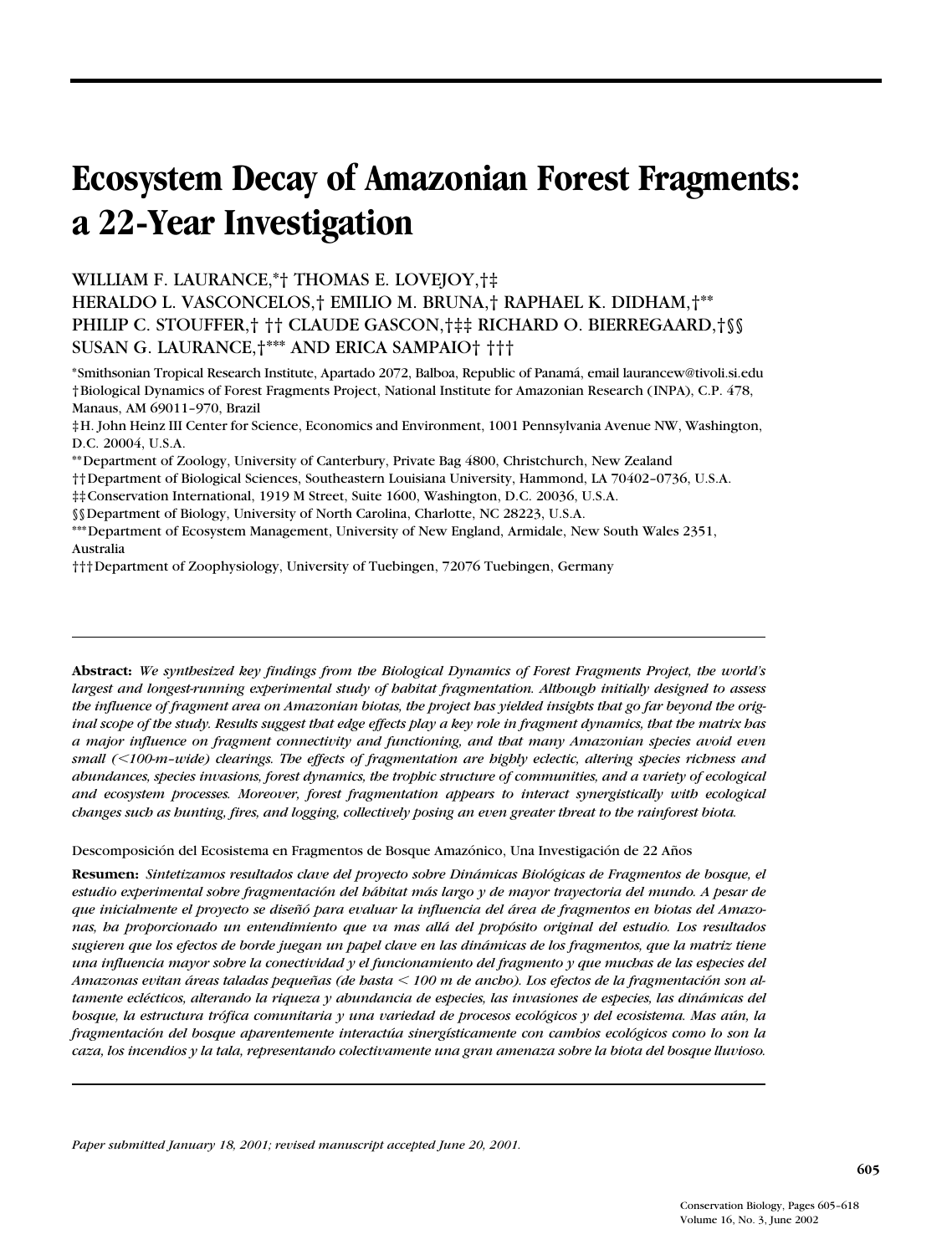# Ecosystem Decay of Amazonian Forest Fragments: a 22-Year Investigation

WILLIAM F. LAURANCE,*† THOMAS E. LOVEJOY,†‡ HERALDO L. VASCONCELOS,† EMILIO M. BRUNA,† RAPHAEL K. DIDHAM,†** PHILIP C. STOUFFER,† †† CLAUDE GASCON,†‡‡ RICHARD O. BIERREGAARD,†§§ SUSAN G. LAURANCE,†*** AND ERICA SAMPAIO† †††

*Smithsonian Tropical Research Institute, Apartado 2072, Balboa, Republic of Panamá, email laurancew@tivoli.si.edu

†Biological Dynamics of Forest Fragments Project, National Institute for Amazonian Research (INPA), C.P. 478, Manaus, AM 69011–970, Brazil

‡H. John Heinz III Center for Science, Economics and Environment, 1001 Pennsylvania Avenue NW, Washington, D.C. 20004, U.S.A.

**Department of Zoology, University of Canterbury, Private Bag 4800, Christchurch, New Zealand

††Department of Biological Sciences, Southeastern Louisiana University, Hammond, LA 70402–0736, U.S.A.

‡‡Conservation International, 1919 M Street, Suite 1600, Washington, D.C. 20036, U.S.A.

§§Department of Biology, University of North Carolina, Charlotte, NC 28223, U.S.A.

***Department of Ecosystem Management, University of New England, Armidale, New South Wales 2351, Australia

†††Department of Zoophysiology, University of Tuebingen, 72076 Tuebingen, Germany

---

**Abstract:** *We synthesized key findings from the Biological Dynamics of Forest Fragments Project, the world's largest and longest-running experimental study of habitat fragmentation. Although initially designed to assess the influence of fragment area on Amazonian biotas, the project has yielded insights that go far beyond the original scope of the study. Results suggest that edge effects play a key role in fragment dynamics, that the matrix has a major influence on fragment connectivity and functioning, and that many Amazonian species avoid even small (<100-m–wide) clearings. The effects of fragmentation are highly eclectic, altering species richness and abundances, species invasions, forest dynamics, the trophic structure of communities, and a variety of ecological and ecosystem processes. Moreover, forest fragmentation appears to interact synergistically with ecological changes such as hunting, fires, and logging, collectively posing an even greater threat to the rainforest biota.*

Descomposición del Ecosistema en Fragmentos de Bosque Amazónico, Una Investigación de 22 Años

**Resumen:** *Sintetizamos resultados clave del proyecto sobre Dinámicas Biológicas de Fragmentos de bosque, el estudio experimental sobre fragmentación del hábitat más largo y de mayor trayectoria del mundo. A pesar de que inicialmente el proyecto se diseñó para evaluar la influencia del área de fragmentos en biotas del Amazonas, ha proporcionado un entendimiento que va mas allá del propósito original del estudio. Los resultados sugieren que los efectos de borde juegan un papel clave en las dinámicas de los fragmentos, que la matriz tiene una influencia mayor sobre la conectividad y el funcionamiento del fragmento y que muchas de las especies del Amazonas evitan áreas taladas pequeñas (de hasta < 100 m de ancho). Los efectos de la fragmentación son altamente eclécticos, alterando la riqueza y abundancia de especies, las invasiones de especies, las dinámicas del bosque, la estructura trófica comunitaria y una variedad de procesos ecológicos y del ecosistema. Mas aún, la fragmentación del bosque aparentemente interactúa sinergísticamente con cambios ecológicos como lo son la caza, los incendios y la tala, representando colectivamente una gran amenaza sobre la biota del bosque lluvioso.*

---

*Paper submitted January 18, 2001; revised manuscript accepted June 20, 2001.*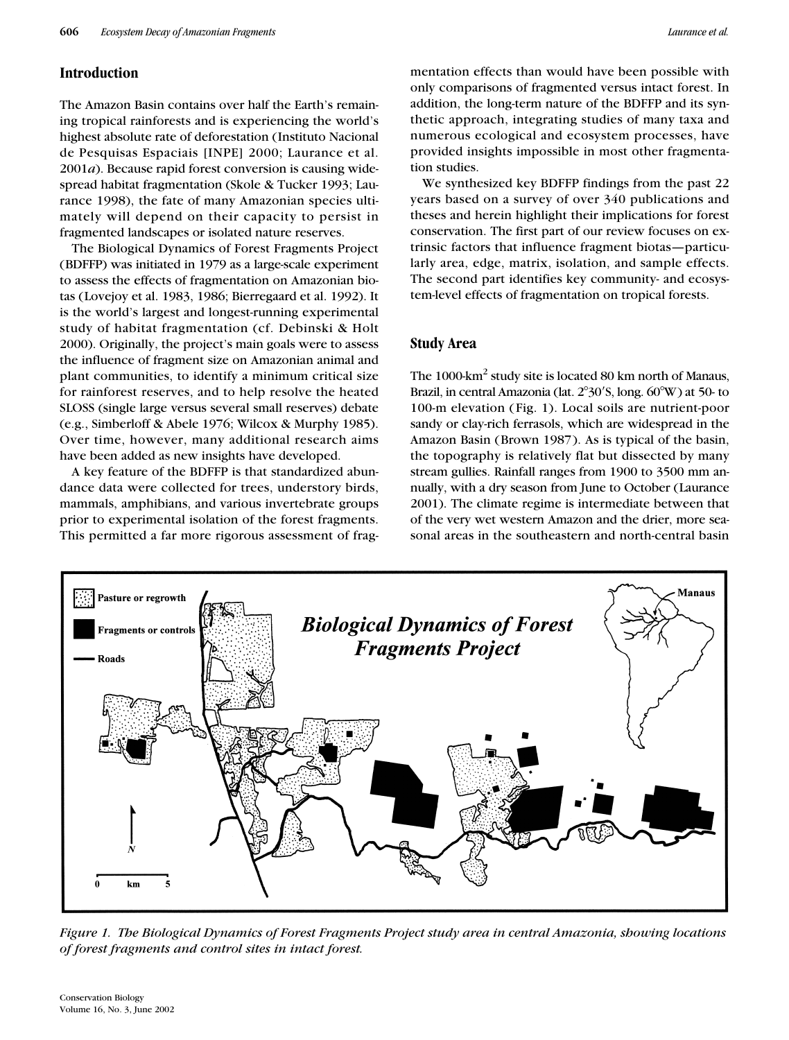## Introduction

The Amazon Basin contains over half the Earth's remaining tropical rainforests and is experiencing the world's highest absolute rate of deforestation (Instituto Nacional de Pesquisas Espaciais [INPE] 2000; Laurance et al. 2001*a*). Because rapid forest conversion is causing widespread habitat fragmentation (Skole & Tucker 1993; Laurance 1998), the fate of many Amazonian species ultimately will depend on their capacity to persist in fragmented landscapes or isolated nature reserves.

The Biological Dynamics of Forest Fragments Project (BDFFP) was initiated in 1979 as a large-scale experiment to assess the effects of fragmentation on Amazonian biotas (Lovejoy et al. 1983, 1986; Bierregaard et al. 1992). It is the world's largest and longest-running experimental study of habitat fragmentation (cf. Debinski & Holt 2000). Originally, the project's main goals were to assess the influence of fragment size on Amazonian animal and plant communities, to identify a minimum critical size for rainforest reserves, and to help resolve the heated SLOSS (single large versus several small reserves) debate (e.g., Simberloff & Abele 1976; Wilcox & Murphy 1985). Over time, however, many additional research aims have been added as new insights have developed.

A key feature of the BDFFP is that standardized abundance data were collected for trees, understory birds, mammals, amphibians, and various invertebrate groups prior to experimental isolation of the forest fragments. This permitted a far more rigorous assessment of fragmentation effects than would have been possible with only comparisons of fragmented versus intact forest. In addition, the long-term nature of the BDFFP and its synthetic approach, integrating studies of many taxa and numerous ecological and ecosystem processes, have provided insights impossible in most other fragmentation studies.

We synthesized key BDFFP findings from the past 22 years based on a survey of over 340 publications and theses and herein highlight their implications for forest conservation. The first part of our review focuses on extrinsic factors that influence fragment biotas—particularly area, edge, matrix, isolation, and sample effects. The second part identifies key community- and ecosystem-level effects of fragmentation on tropical forests.

## Study Area

The 1000-km$^2$ study site is located 80 km north of Manaus, Brazil, in central Amazonia (lat. 2°30′S, long. 60°W) at 50- to 100-m elevation (Fig. 1). Local soils are nutrient-poor sandy or clay-rich ferrasols, which are widespread in the Amazon Basin (Brown 1987). As is typical of the basin, the topography is relatively flat but dissected by many stream gullies. Rainfall ranges from 1900 to 3500 mm annually, with a dry season from June to October (Laurance 2001). The climate regime is intermediate between that of the very wet western Amazon and the drier, more seasonal areas in the southeastern and north-central basin

*Figure 1. The Biological Dynamics of Forest Fragments Project study area in central Amazonia, showing locations of forest fragments and control sites in intact forest.*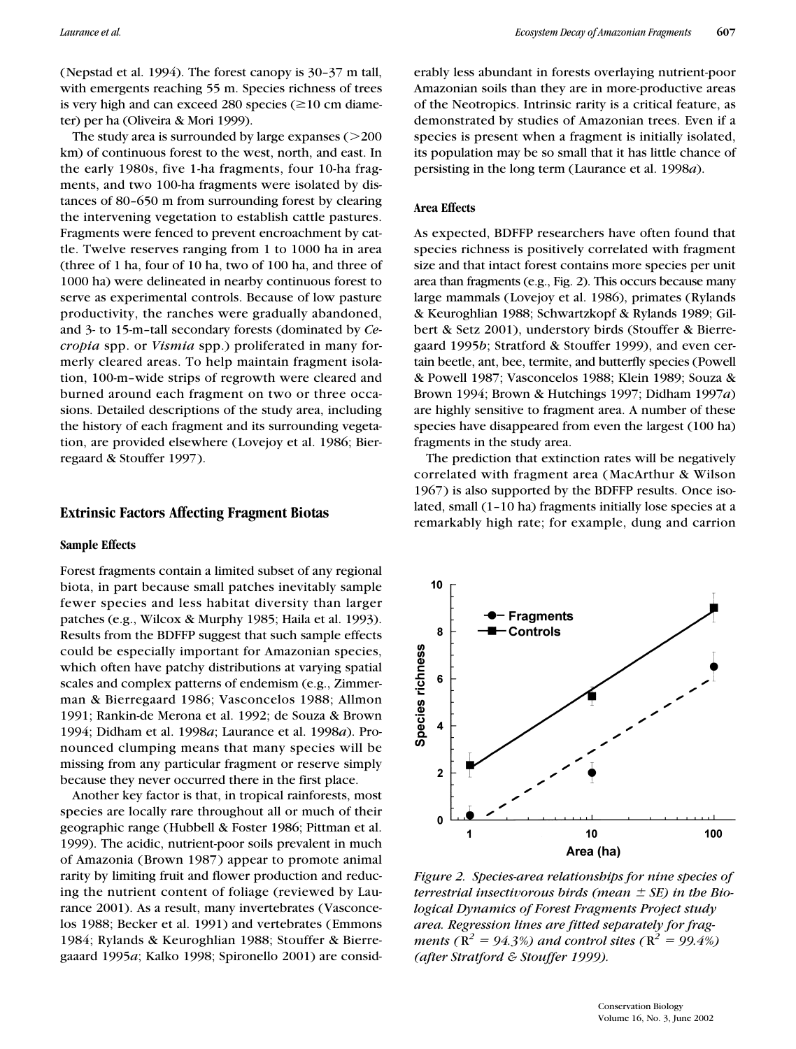(Nepstad et al. 1994). The forest canopy is 30–37 m tall, with emergents reaching 55 m. Species richness of trees is very high and can exceed 280 species (≥10 cm diameter) per ha (Oliveira & Mori 1999).

The study area is surrounded by large expanses (>200 km) of continuous forest to the west, north, and east. In the early 1980s, five 1-ha fragments, four 10-ha fragments, and two 100-ha fragments were isolated by distances of 80–650 m from surrounding forest by clearing the intervening vegetation to establish cattle pastures. Fragments were fenced to prevent encroachment by cattle. Twelve reserves ranging from 1 to 1000 ha in area (three of 1 ha, four of 10 ha, two of 100 ha, and three of 1000 ha) were delineated in nearby continuous forest to serve as experimental controls. Because of low pasture productivity, the ranches were gradually abandoned, and 3- to 15-m–tall secondary forests (dominated by *Cecropia* spp. or *Vismia* spp.) proliferated in many formerly cleared areas. To help maintain fragment isolation, 100-m–wide strips of regrowth were cleared and burned around each fragment on two or three occasions. Detailed descriptions of the study area, including the history of each fragment and its surrounding vegetation, are provided elsewhere (Lovejoy et al. 1986; Bierregaard & Stouffer 1997).

## Extrinsic Factors Affecting Fragment Biotas

### Sample Effects

Forest fragments contain a limited subset of any regional biota, in part because small patches inevitably sample fewer species and less habitat diversity than larger patches (e.g., Wilcox & Murphy 1985; Haila et al. 1993). Results from the BDFFP suggest that such sample effects could be especially important for Amazonian species, which often have patchy distributions at varying spatial scales and complex patterns of endemism (e.g., Zimmerman & Bierregaard 1986; Vasconcelos 1988; Allmon 1991; Rankin-de Merona et al. 1992; de Souza & Brown 1994; Didham et al. 1998*a*; Laurance et al. 1998*a*). Pronounced clumping means that many species will be missing from any particular fragment or reserve simply because they never occurred there in the first place.

Another key factor is that, in tropical rainforests, most species are locally rare throughout all or much of their geographic range (Hubbell & Foster 1986; Pittman et al. 1999). The acidic, nutrient-poor soils prevalent in much of Amazonia (Brown 1987) appear to promote animal rarity by limiting fruit and flower production and reducing the nutrient content of foliage (reviewed by Laurance 2001). As a result, many invertebrates (Vasconcelos 1988; Becker et al. 1991) and vertebrates (Emmons 1984; Rylands & Keuroghlian 1988; Stouffer & Bierregaaard 1995*a*; Kalko 1998; Spironello 2001) are considerably less abundant in forests overlaying nutrient-poor Amazonian soils than they are in more-productive areas of the Neotropics. Intrinsic rarity is a critical feature, as demonstrated by studies of Amazonian trees. Even if a species is present when a fragment is initially isolated, its population may be so small that it has little chance of persisting in the long term (Laurance et al. 1998*a*).

### Area Effects

As expected, BDFFP researchers have often found that species richness is positively correlated with fragment size and that intact forest contains more species per unit area than fragments (e.g., Fig. 2). This occurs because many large mammals (Lovejoy et al. 1986), primates (Rylands & Keuroghlian 1988; Schwartzkopf & Rylands 1989; Gilbert & Setz 2001), understory birds (Stouffer & Bierregaard 1995*b*; Stratford & Stouffer 1999), and even certain beetle, ant, bee, termite, and butterfly species (Powell & Powell 1987; Vasconcelos 1988; Klein 1989; Souza & Brown 1994; Brown & Hutchings 1997; Didham 1997*a*) are highly sensitive to fragment area. A number of these species have disappeared from even the largest (100 ha) fragments in the study area.

The prediction that extinction rates will be negatively correlated with fragment area (MacArthur & Wilson 1967) is also supported by the BDFFP results. Once isolated, small (1–10 ha) fragments initially lose species at a remarkably high rate; for example, dung and carrion

*Figure 2. Species-area relationships for nine species of terrestrial insectivorous birds (mean ± SE) in the Biological Dynamics of Forest Fragments Project study area. Regression lines are fitted separately for fragments ($R^2$ = 94.3%) and control sites ($R^2$ = 99.4%) (after Stratford & Stouffer 1999).*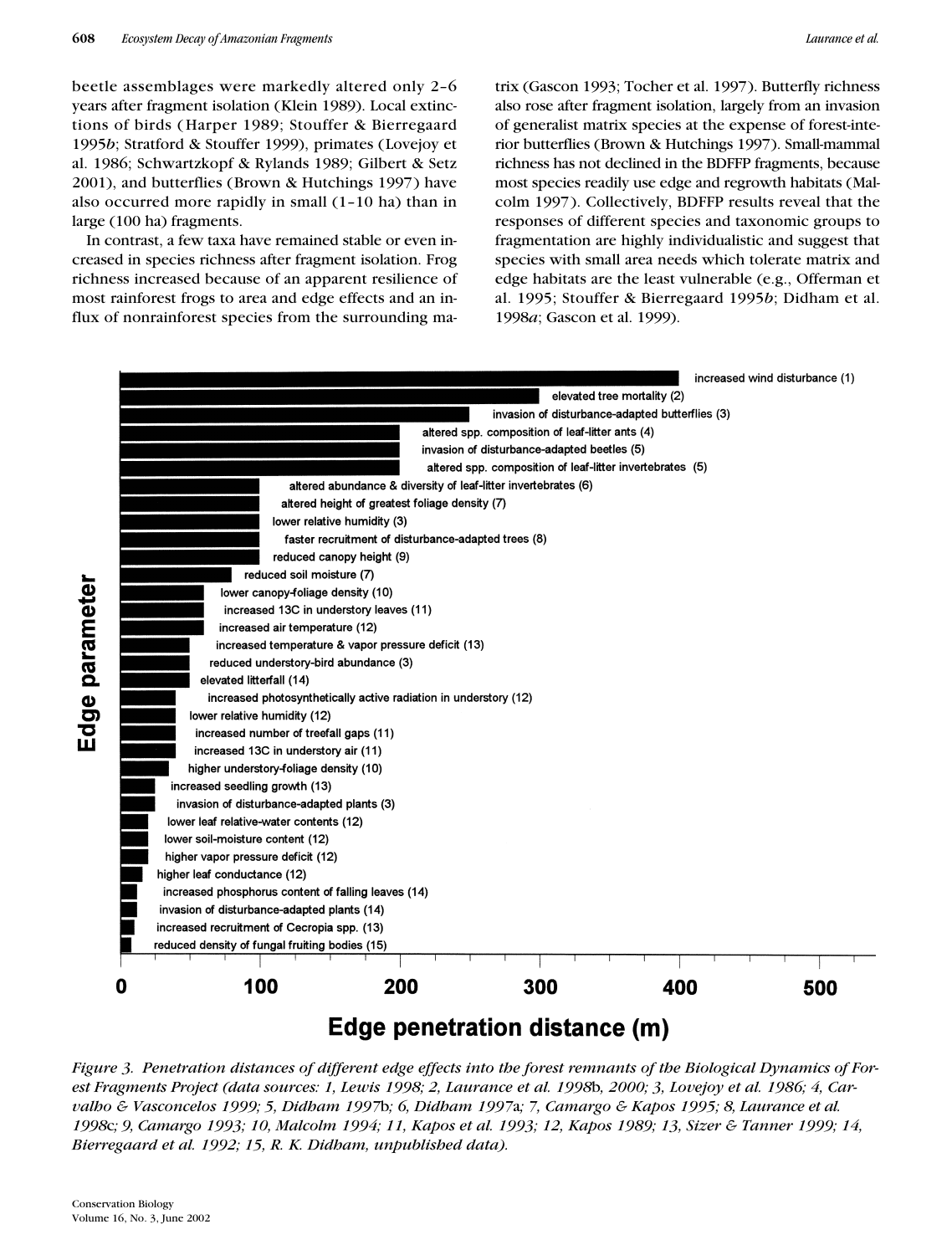beetle assemblages were markedly altered only 2–6 years after fragment isolation (Klein 1989). Local extinctions of birds (Harper 1989; Stouffer & Bierregaard 1995*b*; Stratford & Stouffer 1999), primates (Lovejoy et al. 1986; Schwartzkopf & Rylands 1989; Gilbert & Setz 2001), and butterflies (Brown & Hutchings 1997) have also occurred more rapidly in small (1–10 ha) than in large (100 ha) fragments.

In contrast, a few taxa have remained stable or even increased in species richness after fragment isolation. Frog richness increased because of an apparent resilience of most rainforest frogs to area and edge effects and an influx of nonrainforest species from the surrounding matrix (Gascon 1993; Tocher et al. 1997). Butterfly richness also rose after fragment isolation, largely from an invasion of generalist matrix species at the expense of forest-interior butterflies (Brown & Hutchings 1997). Small-mammal richness has not declined in the BDFFP fragments, because most species readily use edge and regrowth habitats (Malcolm 1997). Collectively, BDFFP results reveal that the responses of different species and taxonomic groups to fragmentation are highly individualistic and suggest that species with small area needs which tolerate matrix and edge habitats are the least vulnerable (e.g., Offerman et al. 1995; Stouffer & Bierregaard 1995*b*; Didham et al. 1998*a*; Gascon et al. 1999).

*Figure 3. Penetration distances of different edge effects into the forest remnants of the Biological Dynamics of Forest Fragments Project (data sources: 1, Lewis 1998; 2, Laurance et al. 1998*b*, 2000; 3, Lovejoy et al. 1986; 4, Carvalho & Vasconcelos 1999; 5, Didham 1997*b*; 6, Didham 1997*a*; 7, Camargo & Kapos 1995; 8, Laurance et al. 1998*c*; 9, Camargo 1993; 10, Malcolm 1994; 11, Kapos et al. 1993; 12, Kapos 1989; 13, Sizer & Tanner 1999; 14, Bierregaard et al. 1992; 15, R. K. Didham, unpublished data).*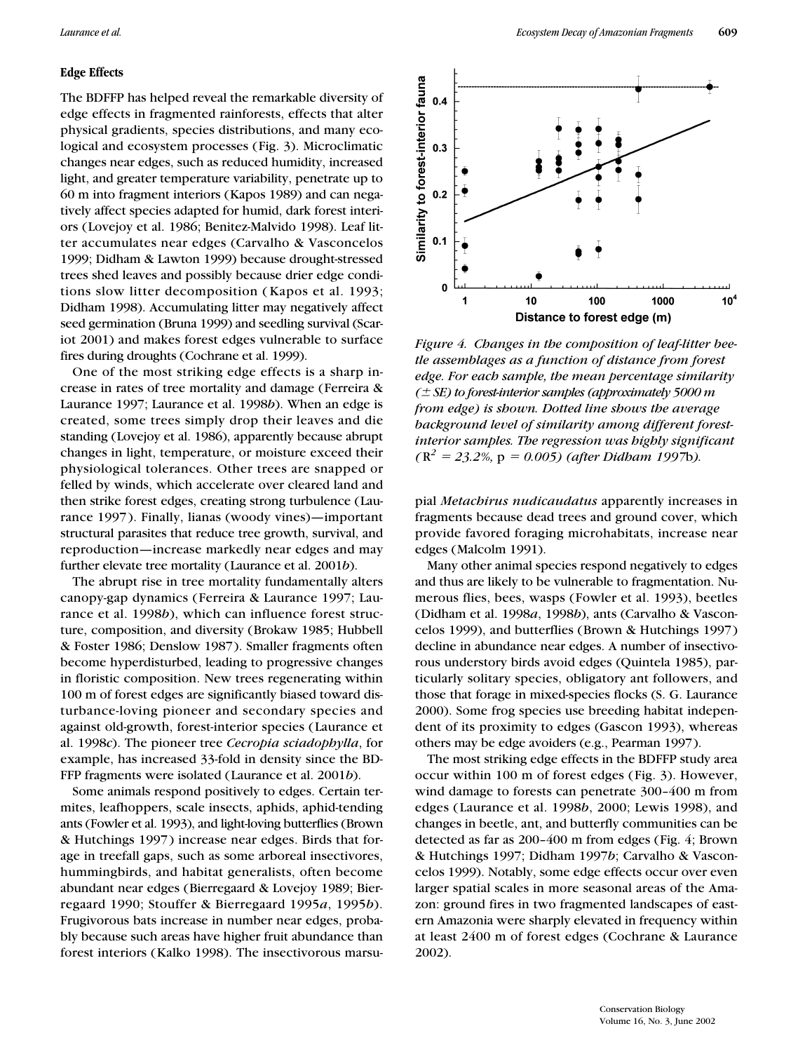## Edge Effects

The BDFFP has helped reveal the remarkable diversity of edge effects in fragmented rainforests, effects that alter physical gradients, species distributions, and many ecological and ecosystem processes (Fig. 3). Microclimatic changes near edges, such as reduced humidity, increased light, and greater temperature variability, penetrate up to 60 m into fragment interiors (Kapos 1989) and can negatively affect species adapted for humid, dark forest interiors (Lovejoy et al. 1986; Benitez-Malvido 1998). Leaf litter accumulates near edges (Carvalho & Vasconcelos 1999; Didham & Lawton 1999) because drought-stressed trees shed leaves and possibly because drier edge conditions slow litter decomposition (Kapos et al. 1993; Didham 1998). Accumulating litter may negatively affect seed germination (Bruna 1999) and seedling survival (Scariot 2001) and makes forest edges vulnerable to surface fires during droughts (Cochrane et al. 1999).

One of the most striking edge effects is a sharp increase in rates of tree mortality and damage (Ferreira & Laurance 1997; Laurance et al. 1998*b*). When an edge is created, some trees simply drop their leaves and die standing (Lovejoy et al. 1986), apparently because abrupt changes in light, temperature, or moisture exceed their physiological tolerances. Other trees are snapped or felled by winds, which accelerate over cleared land and then strike forest edges, creating strong turbulence (Laurance 1997). Finally, lianas (woody vines)—important structural parasites that reduce tree growth, survival, and reproduction—increase markedly near edges and may further elevate tree mortality (Laurance et al. 2001*b*).

The abrupt rise in tree mortality fundamentally alters canopy-gap dynamics (Ferreira & Laurance 1997; Laurance et al. 1998*b*), which can influence forest structure, composition, and diversity (Brokaw 1985; Hubbell & Foster 1986; Denslow 1987). Smaller fragments often become hyperdisturbed, leading to progressive changes in floristic composition. New trees regenerating within 100 m of forest edges are significantly biased toward disturbance-loving pioneer and secondary species and against old-growth, forest-interior species (Laurance et al. 1998*c*). The pioneer tree *Cecropia sciadophylla*, for example, has increased 33-fold in density since the BDFFP fragments were isolated (Laurance et al. 2001*b*).

Some animals respond positively to edges. Certain termites, leafhoppers, scale insects, aphids, aphid-tending ants (Fowler et al. 1993), and light-loving butterflies (Brown & Hutchings 1997) increase near edges. Birds that forage in treefall gaps, such as some arboreal insectivores, hummingbirds, and habitat generalists, often become abundant near edges (Bierregaard & Lovejoy 1989; Bierregaard 1990; Stouffer & Bierregaard 1995*a*, 1995*b*). Frugivorous bats increase in number near edges, probably because such areas have higher fruit abundance than forest interiors (Kalko 1998). The insectivorous marsupial *Metachirus nudicaudatus* apparently increases in fragments because dead trees and ground cover, which provide favored foraging microhabitats, increase near edges (Malcolm 1991).

*Figure 4. Changes in the composition of leaf-litter beetle assemblages as a function of distance from forest edge. For each sample, the mean percentage similarity (± SE) to forest-interior samples (approximately 5000 m from edge) is shown. Dotted line shows the average background level of similarity among different forest-interior samples. The regression was highly significant ($R^2 = 23.2\%$, $p = 0.005$) (after Didham 1997*b*).*

Many other animal species respond negatively to edges and thus are likely to be vulnerable to fragmentation. Numerous flies, bees, wasps (Fowler et al. 1993), beetles (Didham et al. 1998*a*, 1998*b*), ants (Carvalho & Vasconcelos 1999), and butterflies (Brown & Hutchings 1997) decline in abundance near edges. A number of insectivorous understory birds avoid edges (Quintela 1985), particularly solitary species, obligatory ant followers, and those that forage in mixed-species flocks (S. G. Laurance 2000). Some frog species use breeding habitat independent of its proximity to edges (Gascon 1993), whereas others may be edge avoiders (e.g., Pearman 1997).

The most striking edge effects in the BDFFP study area occur within 100 m of forest edges (Fig. 3). However, wind damage to forests can penetrate 300–400 m from edges (Laurance et al. 1998*b*, 2000; Lewis 1998), and changes in beetle, ant, and butterfly communities can be detected as far as 200–400 m from edges (Fig. 4; Brown & Hutchings 1997; Didham 1997*b*; Carvalho & Vasconcelos 1999). Notably, some edge effects occur over even larger spatial scales in more seasonal areas of the Amazon: ground fires in two fragmented landscapes of eastern Amazonia were sharply elevated in frequency within at least 2400 m of forest edges (Cochrane & Laurance 2002).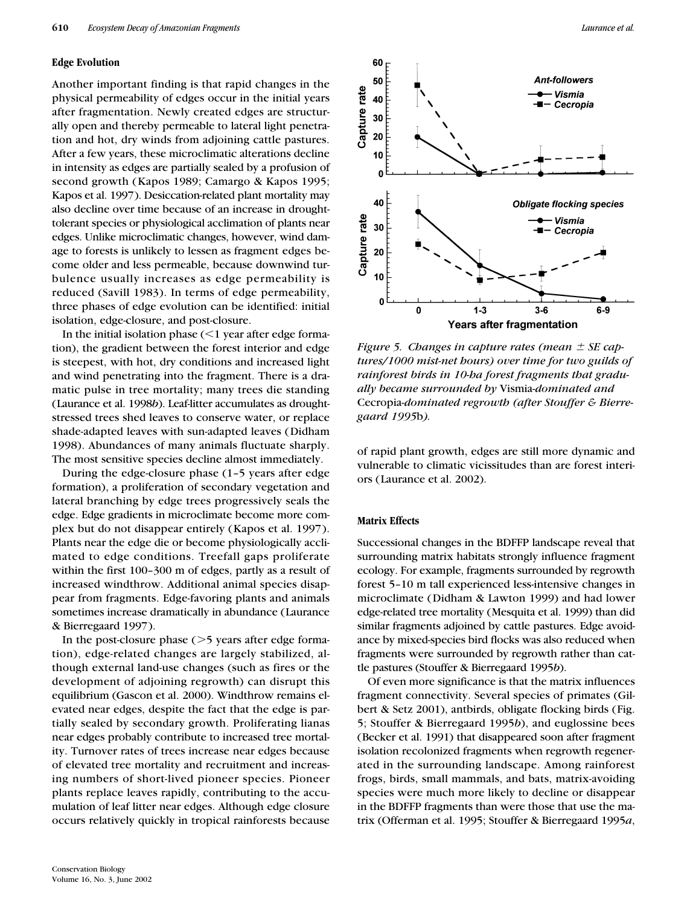### Edge Evolution

Another important finding is that rapid changes in the physical permeability of edges occur in the initial years after fragmentation. Newly created edges are structurally open and thereby permeable to lateral light penetration and hot, dry winds from adjoining cattle pastures. After a few years, these microclimatic alterations decline in intensity as edges are partially sealed by a profusion of second growth (Kapos 1989; Camargo & Kapos 1995; Kapos et al. 1997). Desiccation-related plant mortality may also decline over time because of an increase in drought-tolerant species or physiological acclimation of plants near edges. Unlike microclimatic changes, however, wind damage to forests is unlikely to lessen as fragment edges become older and less permeable, because downwind turbulence usually increases as edge permeability is reduced (Savill 1983). In terms of edge permeability, three phases of edge evolution can be identified: initial isolation, edge-closure, and post-closure.

In the initial isolation phase (<1 year after edge formation), the gradient between the forest interior and edge is steepest, with hot, dry conditions and increased light and wind penetrating into the fragment. There is a dramatic pulse in tree mortality; many trees die standing (Laurance et al. 1998*b*). Leaf-litter accumulates as drought-stressed trees shed leaves to conserve water, or replace shade-adapted leaves with sun-adapted leaves (Didham 1998). Abundances of many animals fluctuate sharply. The most sensitive species decline almost immediately.

During the edge-closure phase (1–5 years after edge formation), a proliferation of secondary vegetation and lateral branching by edge trees progressively seals the edge. Edge gradients in microclimate become more complex but do not disappear entirely (Kapos et al. 1997). Plants near the edge die or become physiologically acclimated to edge conditions. Treefall gaps proliferate within the first 100–300 m of edges, partly as a result of increased windthrow. Additional animal species disappear from fragments. Edge-favoring plants and animals sometimes increase dramatically in abundance (Laurance & Bierregaard 1997).

In the post-closure phase (>5 years after edge formation), edge-related changes are largely stabilized, although external land-use changes (such as fires or the development of adjoining regrowth) can disrupt this equilibrium (Gascon et al. 2000). Windthrow remains elevated near edges, despite the fact that the edge is partially sealed by secondary growth. Proliferating lianas near edges probably contribute to increased tree mortality. Turnover rates of trees increase near edges because of elevated tree mortality and recruitment and increasing numbers of short-lived pioneer species. Pioneer plants replace leaves rapidly, contributing to the accumulation of leaf litter near edges. Although edge closure occurs relatively quickly in tropical rainforests because of rapid plant growth, edges are still more dynamic and vulnerable to climatic vicissitudes than are forest interiors (Laurance et al. 2002).

*Figure 5. Changes in capture rates (mean ± SE captures/1000 mist-net hours) over time for two guilds of rainforest birds in 10-ha forest fragments that gradually became surrounded by* Vismia*-dominated and* Cecropia*-dominated regrowth (after Stouffer & Bierregaard 1995*b*).*

### Matrix Effects

Successional changes in the BDFFP landscape reveal that surrounding matrix habitats strongly influence fragment ecology. For example, fragments surrounded by regrowth forest 5–10 m tall experienced less-intensive changes in microclimate (Didham & Lawton 1999) and had lower edge-related tree mortality (Mesquita et al. 1999) than did similar fragments adjoined by cattle pastures. Edge avoidance by mixed-species bird flocks was also reduced when fragments were surrounded by regrowth rather than cattle pastures (Stouffer & Bierregaard 1995*b*).

Of even more significance is that the matrix influences fragment connectivity. Several species of primates (Gilbert & Setz 2001), antbirds, obligate flocking birds (Fig. 5; Stouffer & Bierregaard 1995*b*), and euglossine bees (Becker et al. 1991) that disappeared soon after fragment isolation recolonized fragments when regrowth regenerated in the surrounding landscape. Among rainforest frogs, birds, small mammals, and bats, matrix-avoiding species were much more likely to decline or disappear in the BDFFP fragments than were those that use the matrix (Offerman et al. 1995; Stouffer & Bierregaard 1995*a*,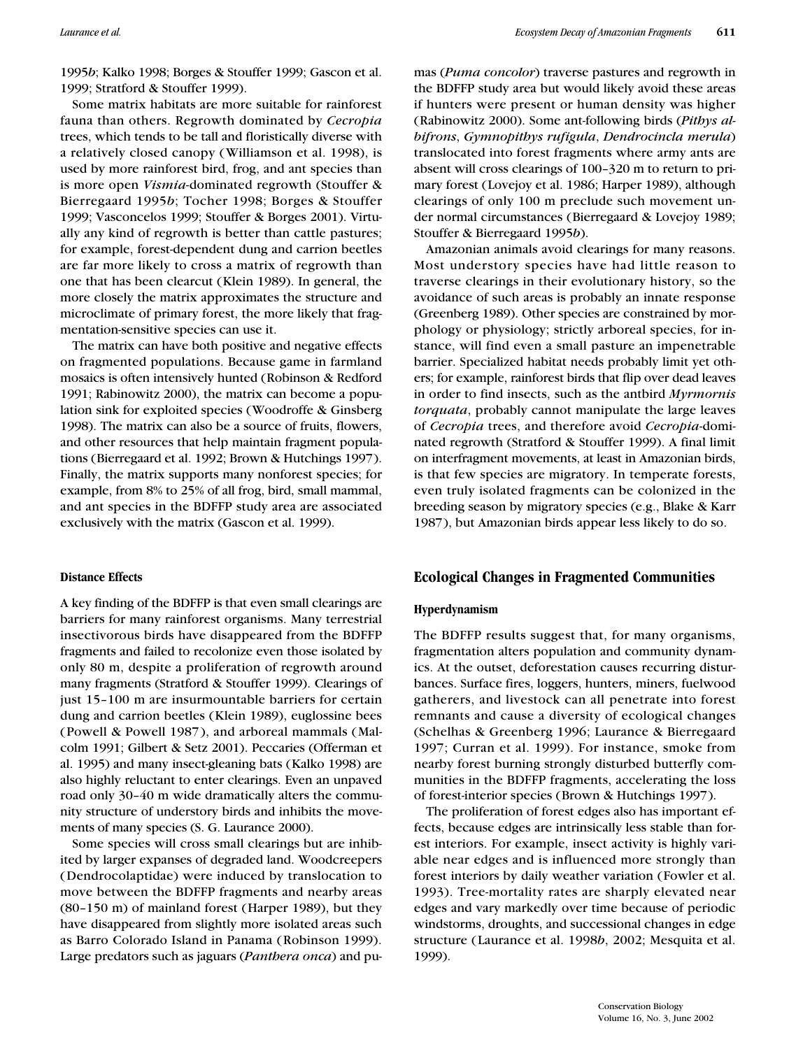1995*b*; Kalko 1998; Borges & Stouffer 1999; Gascon et al. 1999; Stratford & Stouffer 1999).

Some matrix habitats are more suitable for rainforest fauna than others. Regrowth dominated by *Cecropia* trees, which tends to be tall and floristically diverse with a relatively closed canopy (Williamson et al. 1998), is used by more rainforest bird, frog, and ant species than is more open *Vismia*-dominated regrowth (Stouffer & Bierregaard 1995*b*; Tocher 1998; Borges & Stouffer 1999; Vasconcelos 1999; Stouffer & Borges 2001). Virtually any kind of regrowth is better than cattle pastures; for example, forest-dependent dung and carrion beetles are far more likely to cross a matrix of regrowth than one that has been clearcut (Klein 1989). In general, the more closely the matrix approximates the structure and microclimate of primary forest, the more likely that fragmentation-sensitive species can use it.

The matrix can have both positive and negative effects on fragmented populations. Because game in farmland mosaics is often intensively hunted (Robinson & Redford 1991; Rabinowitz 2000), the matrix can become a population sink for exploited species (Woodroffe & Ginsberg 1998). The matrix can also be a source of fruits, flowers, and other resources that help maintain fragment populations (Bierregaard et al. 1992; Brown & Hutchings 1997). Finally, the matrix supports many nonforest species; for example, from 8% to 25% of all frog, bird, small mammal, and ant species in the BDFFP study area are associated exclusively with the matrix (Gascon et al. 1999).

### Distance Effects

A key finding of the BDFFP is that even small clearings are barriers for many rainforest organisms. Many terrestrial insectivorous birds have disappeared from the BDFFP fragments and failed to recolonize even those isolated by only 80 m, despite a proliferation of regrowth around many fragments (Stratford & Stouffer 1999). Clearings of just 15–100 m are insurmountable barriers for certain dung and carrion beetles (Klein 1989), euglossine bees (Powell & Powell 1987), and arboreal mammals (Malcolm 1991; Gilbert & Setz 2001). Peccaries (Offerman et al. 1995) and many insect-gleaning bats (Kalko 1998) are also highly reluctant to enter clearings. Even an unpaved road only 30–40 m wide dramatically alters the community structure of understory birds and inhibits the movements of many species (S. G. Laurance 2000).

Some species will cross small clearings but are inhibited by larger expanses of degraded land. Woodcreepers (Dendrocolaptidae) were induced by translocation to move between the BDFFP fragments and nearby areas (80–150 m) of mainland forest (Harper 1989), but they have disappeared from slightly more isolated areas such as Barro Colorado Island in Panama (Robinson 1999). Large predators such as jaguars (*Panthera onca*) and pumas (*Puma concolor*) traverse pastures and regrowth in the BDFFP study area but would likely avoid these areas if hunters were present or human density was higher (Rabinowitz 2000). Some ant-following birds (*Pithys albifrons*, *Gymnopithys rufigula*, *Dendrocincla merula*) translocated into forest fragments where army ants are absent will cross clearings of 100–320 m to return to primary forest (Lovejoy et al. 1986; Harper 1989), although clearings of only 100 m preclude such movement under normal circumstances (Bierregaard & Lovejoy 1989; Stouffer & Bierregaard 1995*b*).

Amazonian animals avoid clearings for many reasons. Most understory species have had little reason to traverse clearings in their evolutionary history, so the avoidance of such areas is probably an innate response (Greenberg 1989). Other species are constrained by morphology or physiology; strictly arboreal species, for instance, will find even a small pasture an impenetrable barrier. Specialized habitat needs probably limit yet others; for example, rainforest birds that flip over dead leaves in order to find insects, such as the antbird *Myrmornis torquata*, probably cannot manipulate the large leaves of *Cecropia* trees, and therefore avoid *Cecropia*-dominated regrowth (Stratford & Stouffer 1999). A final limit on interfragment movements, at least in Amazonian birds, is that few species are migratory. In temperate forests, even truly isolated fragments can be colonized in the breeding season by migratory species (e.g., Blake & Karr 1987), but Amazonian birds appear less likely to do so.

## Ecological Changes in Fragmented Communities

### Hyperdynamism

The BDFFP results suggest that, for many organisms, fragmentation alters population and community dynamics. At the outset, deforestation causes recurring disturbances. Surface fires, loggers, hunters, miners, fuelwood gatherers, and livestock can all penetrate into forest remnants and cause a diversity of ecological changes (Schelhas & Greenberg 1996; Laurance & Bierregaard 1997; Curran et al. 1999). For instance, smoke from nearby forest burning strongly disturbed butterfly communities in the BDFFP fragments, accelerating the loss of forest-interior species (Brown & Hutchings 1997).

The proliferation of forest edges also has important effects, because edges are intrinsically less stable than forest interiors. For example, insect activity is highly variable near edges and is influenced more strongly than forest interiors by daily weather variation (Fowler et al. 1993). Tree-mortality rates are sharply elevated near edges and vary markedly over time because of periodic windstorms, droughts, and successional changes in edge structure (Laurance et al. 1998*b*, 2002; Mesquita et al. 1999).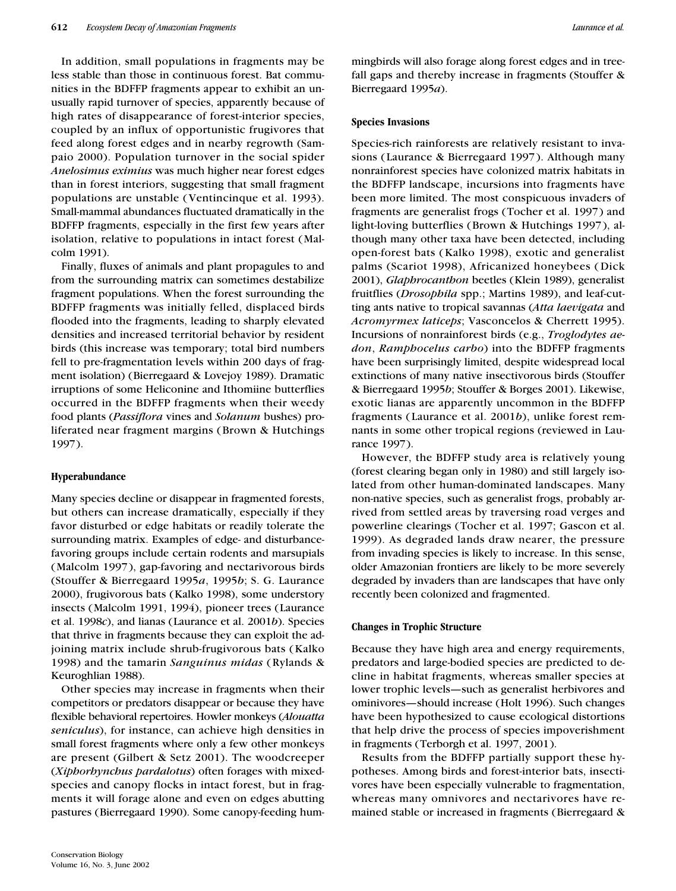In addition, small populations in fragments may be less stable than those in continuous forest. Bat communities in the BDFFP fragments appear to exhibit an unusually rapid turnover of species, apparently because of high rates of disappearance of forest-interior species, coupled by an influx of opportunistic frugivores that feed along forest edges and in nearby regrowth (Sampaio 2000). Population turnover in the social spider *Anelosimus eximius* was much higher near forest edges than in forest interiors, suggesting that small fragment populations are unstable (Ventincinque et al. 1993). Small-mammal abundances fluctuated dramatically in the BDFFP fragments, especially in the first few years after isolation, relative to populations in intact forest (Malcolm 1991).

Finally, fluxes of animals and plant propagules to and from the surrounding matrix can sometimes destabilize fragment populations. When the forest surrounding the BDFFP fragments was initially felled, displaced birds flooded into the fragments, leading to sharply elevated densities and increased territorial behavior by resident birds (this increase was temporary; total bird numbers fell to pre-fragmentation levels within 200 days of fragment isolation) (Bierregaard & Lovejoy 1989). Dramatic irruptions of some Heliconine and Ithomiine butterflies occurred in the BDFFP fragments when their weedy food plants (*Passiflora* vines and *Solanum* bushes) proliferated near fragment margins (Brown & Hutchings 1997).

### Hyperabundance

Many species decline or disappear in fragmented forests, but others can increase dramatically, especially if they favor disturbed or edge habitats or readily tolerate the surrounding matrix. Examples of edge- and disturbance-favoring groups include certain rodents and marsupials (Malcolm 1997), gap-favoring and nectarivorous birds (Stouffer & Bierregaard 1995*a*, 1995*b*; S. G. Laurance 2000), frugivorous bats (Kalko 1998), some understory insects (Malcolm 1991, 1994), pioneer trees (Laurance et al. 1998*c*), and lianas (Laurance et al. 2001*b*). Species that thrive in fragments because they can exploit the adjoining matrix include shrub-frugivorous bats (Kalko 1998) and the tamarin *Sanguinus midas* (Rylands & Keuroghlian 1988).

Other species may increase in fragments when their competitors or predators disappear or because they have flexible behavioral repertoires. Howler monkeys (*Alouatta seniculus*), for instance, can achieve high densities in small forest fragments where only a few other monkeys are present (Gilbert & Setz 2001). The woodcreeper (*Xiphorhynchus pardalotus*) often forages with mixed-species and canopy flocks in intact forest, but in fragments it will forage alone and even on edges abutting pastures (Bierregaard 1990). Some canopy-feeding hummingbirds will also forage along forest edges and in treefall gaps and thereby increase in fragments (Stouffer & Bierregaard 1995*a*).

### Species Invasions

Species-rich rainforests are relatively resistant to invasions (Laurance & Bierregaard 1997). Although many nonrainforest species have colonized matrix habitats in the BDFFP landscape, incursions into fragments have been more limited. The most conspicuous invaders of fragments are generalist frogs (Tocher et al. 1997) and light-loving butterflies (Brown & Hutchings 1997), although many other taxa have been detected, including open-forest bats (Kalko 1998), exotic and generalist palms (Scariot 1998), Africanized honeybees (Dick 2001), *Glaphrocanthon* beetles (Klein 1989), generalist fruitflies (*Drosophila* spp.; Martins 1989), and leaf-cutting ants native to tropical savannas (*Atta laevigata* and *Acromyrmex laticeps*; Vasconcelos & Cherrett 1995). Incursions of nonrainforest birds (e.g., *Troglodytes aedon*, *Ramphocelus carbo*) into the BDFFP fragments have been surprisingly limited, despite widespread local extinctions of many native insectivorous birds (Stouffer & Bierregaard 1995*b*; Stouffer & Borges 2001). Likewise, exotic lianas are apparently uncommon in the BDFFP fragments (Laurance et al. 2001*b*), unlike forest remnants in some other tropical regions (reviewed in Laurance 1997).

However, the BDFFP study area is relatively young (forest clearing began only in 1980) and still largely isolated from other human-dominated landscapes. Many non-native species, such as generalist frogs, probably arrived from settled areas by traversing road verges and powerline clearings (Tocher et al. 1997; Gascon et al. 1999). As degraded lands draw nearer, the pressure from invading species is likely to increase. In this sense, older Amazonian frontiers are likely to be more severely degraded by invaders than are landscapes that have only recently been colonized and fragmented.

### Changes in Trophic Structure

Because they have high area and energy requirements, predators and large-bodied species are predicted to decline in habitat fragments, whereas smaller species at lower trophic levels—such as generalist herbivores and ominivores—should increase (Holt 1996). Such changes have been hypothesized to cause ecological distortions that help drive the process of species impoverishment in fragments (Terborgh et al. 1997, 2001).

Results from the BDFFP partially support these hypotheses. Among birds and forest-interior bats, insectivores have been especially vulnerable to fragmentation, whereas many omnivores and nectarivores have remained stable or increased in fragments (Bierregaard &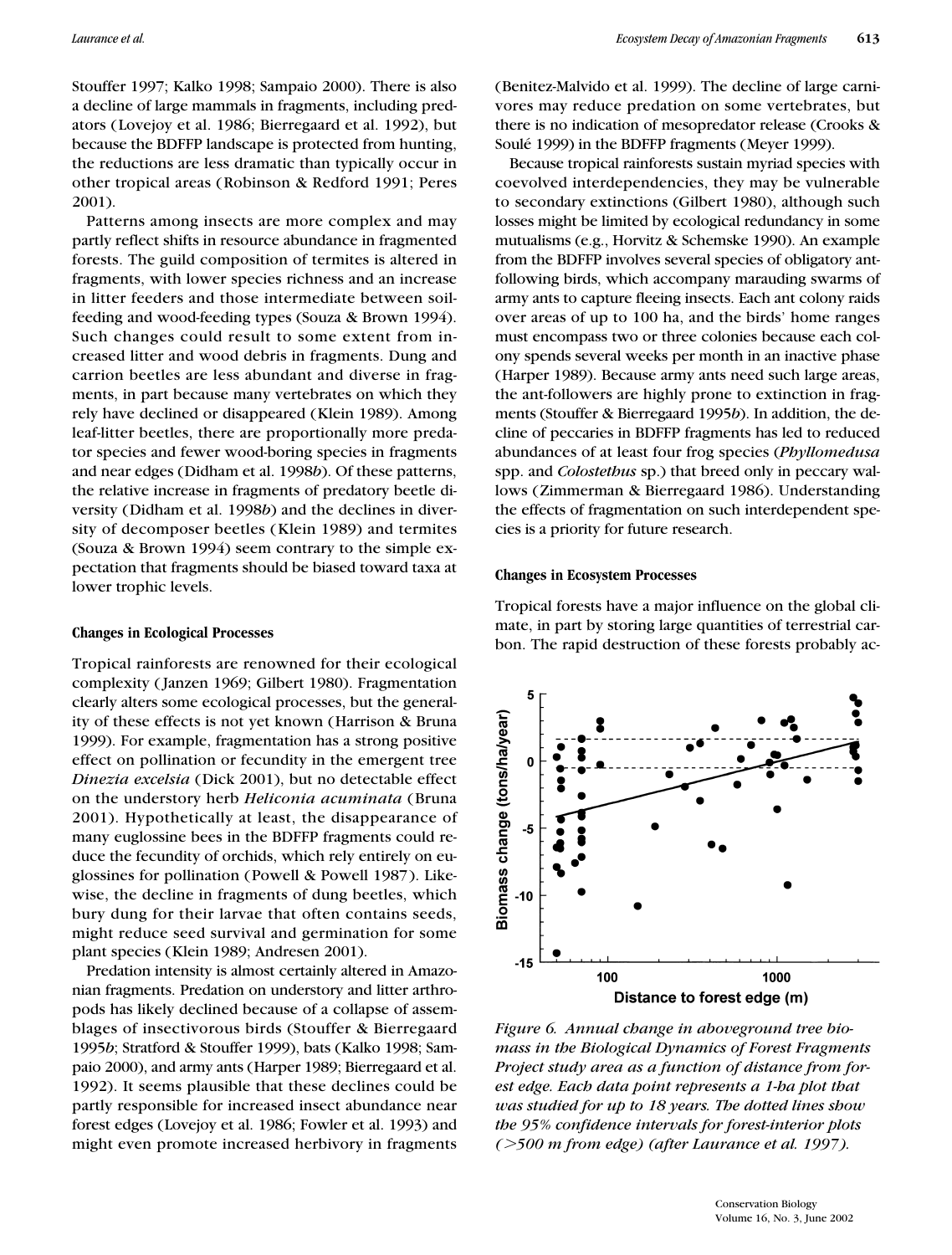Stouffer 1997; Kalko 1998; Sampaio 2000). There is also a decline of large mammals in fragments, including predators (Lovejoy et al. 1986; Bierregaard et al. 1992), but because the BDFFP landscape is protected from hunting, the reductions are less dramatic than typically occur in other tropical areas (Robinson & Redford 1991; Peres 2001).

Patterns among insects are more complex and may partly reflect shifts in resource abundance in fragmented forests. The guild composition of termites is altered in fragments, with lower species richness and an increase in litter feeders and those intermediate between soil-feeding and wood-feeding types (Souza & Brown 1994). Such changes could result to some extent from increased litter and wood debris in fragments. Dung and carrion beetles are less abundant and diverse in fragments, in part because many vertebrates on which they rely have declined or disappeared (Klein 1989). Among leaf-litter beetles, there are proportionally more predator species and fewer wood-boring species in fragments and near edges (Didham et al. 1998*b*). Of these patterns, the relative increase in fragments of predatory beetle diversity (Didham et al. 1998*b*) and the declines in diversity of decomposer beetles (Klein 1989) and termites (Souza & Brown 1994) seem contrary to the simple expectation that fragments should be biased toward taxa at lower trophic levels.

#### Changes in Ecological Processes

Tropical rainforests are renowned for their ecological complexity (Janzen 1969; Gilbert 1980). Fragmentation clearly alters some ecological processes, but the generality of these effects is not yet known (Harrison & Bruna 1999). For example, fragmentation has a strong positive effect on pollination or fecundity in the emergent tree *Dinezia excelsia* (Dick 2001), but no detectable effect on the understory herb *Heliconia acuminata* (Bruna 2001). Hypothetically at least, the disappearance of many euglossine bees in the BDFFP fragments could reduce the fecundity of orchids, which rely entirely on euglossines for pollination (Powell & Powell 1987). Likewise, the decline in fragments of dung beetles, which bury dung for their larvae that often contains seeds, might reduce seed survival and germination for some plant species (Klein 1989; Andresen 2001).

Predation intensity is almost certainly altered in Amazonian fragments. Predation on understory and litter arthropods has likely declined because of a collapse of assemblages of insectivorous birds (Stouffer & Bierregaard 1995*b*; Stratford & Stouffer 1999), bats (Kalko 1998; Sampaio 2000), and army ants (Harper 1989; Bierregaard et al. 1992). It seems plausible that these declines could be partly responsible for increased insect abundance near forest edges (Lovejoy et al. 1986; Fowler et al. 1993) and might even promote increased herbivory in fragments (Benitez-Malvido et al. 1999). The decline of large carnivores may reduce predation on some vertebrates, but there is no indication of mesopredator release (Crooks & Soulé 1999) in the BDFFP fragments (Meyer 1999).

Because tropical rainforests sustain myriad species with coevolved interdependencies, they may be vulnerable to secondary extinctions (Gilbert 1980), although such losses might be limited by ecological redundancy in some mutualisms (e.g., Horvitz & Schemske 1990). An example from the BDFFP involves several species of obligatory ant-following birds, which accompany marauding swarms of army ants to capture fleeing insects. Each ant colony raids over areas of up to 100 ha, and the birds' home ranges must encompass two or three colonies because each colony spends several weeks per month in an inactive phase (Harper 1989). Because army ants need such large areas, the ant-followers are highly prone to extinction in fragments (Stouffer & Bierregaard 1995*b*). In addition, the decline of peccaries in BDFFP fragments has led to reduced abundances of at least four frog species (*Phyllomedusa* spp. and *Colostethus* sp.) that breed only in peccary wallows (Zimmerman & Bierregaard 1986). Understanding the effects of fragmentation on such interdependent species is a priority for future research.

#### Changes in Ecosystem Processes

Tropical forests have a major influence on the global climate, in part by storing large quantities of terrestrial carbon. The rapid destruction of these forests probably ac-

*Figure 6. Annual change in aboveground tree biomass in the Biological Dynamics of Forest Fragments Project study area as a function of distance from forest edge. Each data point represents a 1-ha plot that was studied for up to 18 years. The dotted lines show the 95% confidence intervals for forest-interior plots (>500 m from edge) (after Laurance et al. 1997).*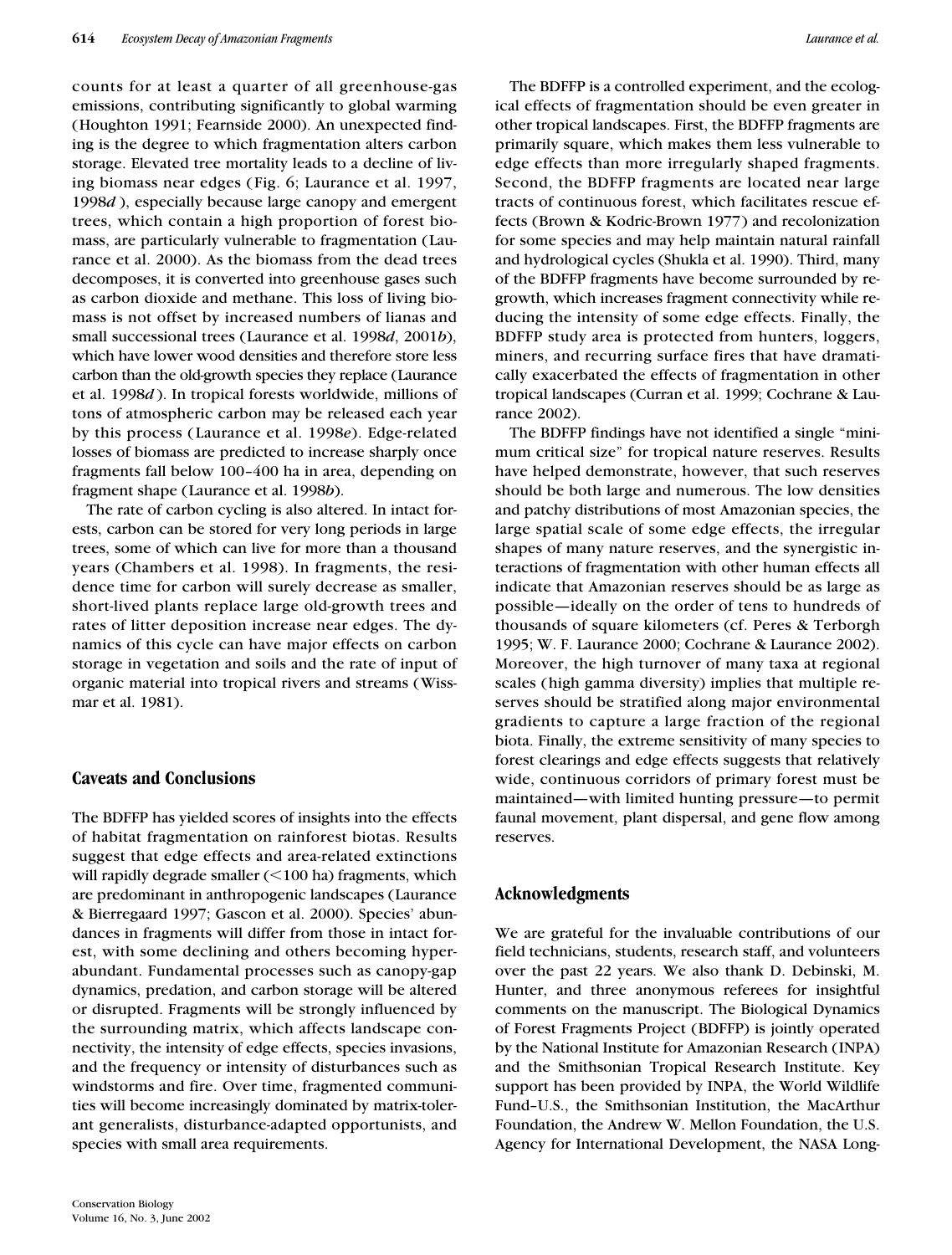counts for at least a quarter of all greenhouse-gas emissions, contributing significantly to global warming (Houghton 1991; Fearnside 2000). An unexpected finding is the degree to which fragmentation alters carbon storage. Elevated tree mortality leads to a decline of living biomass near edges (Fig. 6; Laurance et al. 1997, 1998*d*), especially because large canopy and emergent trees, which contain a high proportion of forest biomass, are particularly vulnerable to fragmentation (Laurance et al. 2000). As the biomass from the dead trees decomposes, it is converted into greenhouse gases such as carbon dioxide and methane. This loss of living biomass is not offset by increased numbers of lianas and small successional trees (Laurance et al. 1998*d*, 2001*b*), which have lower wood densities and therefore store less carbon than the old-growth species they replace (Laurance et al. 1998*d*). In tropical forests worldwide, millions of tons of atmospheric carbon may be released each year by this process (Laurance et al. 1998*e*). Edge-related losses of biomass are predicted to increase sharply once fragments fall below 100–400 ha in area, depending on fragment shape (Laurance et al. 1998*b*).

The rate of carbon cycling is also altered. In intact forests, carbon can be stored for very long periods in large trees, some of which can live for more than a thousand years (Chambers et al. 1998). In fragments, the residence time for carbon will surely decrease as smaller, short-lived plants replace large old-growth trees and rates of litter deposition increase near edges. The dynamics of this cycle can have major effects on carbon storage in vegetation and soils and the rate of input of organic material into tropical rivers and streams (Wissmar et al. 1981).

## Caveats and Conclusions

The BDFFP has yielded scores of insights into the effects of habitat fragmentation on rainforest biotas. Results suggest that edge effects and area-related extinctions will rapidly degrade smaller (<100 ha) fragments, which are predominant in anthropogenic landscapes (Laurance & Bierregaard 1997; Gascon et al. 2000). Species' abundances in fragments will differ from those in intact forest, with some declining and others becoming hyperabundant. Fundamental processes such as canopy-gap dynamics, predation, and carbon storage will be altered or disrupted. Fragments will be strongly influenced by the surrounding matrix, which affects landscape connectivity, the intensity of edge effects, species invasions, and the frequency or intensity of disturbances such as windstorms and fire. Over time, fragmented communities will become increasingly dominated by matrix-tolerant generalists, disturbance-adapted opportunists, and species with small area requirements.

The BDFFP is a controlled experiment, and the ecological effects of fragmentation should be even greater in other tropical landscapes. First, the BDFFP fragments are primarily square, which makes them less vulnerable to edge effects than more irregularly shaped fragments. Second, the BDFFP fragments are located near large tracts of continuous forest, which facilitates rescue effects (Brown & Kodric-Brown 1977) and recolonization for some species and may help maintain natural rainfall and hydrological cycles (Shukla et al. 1990). Third, many of the BDFFP fragments have become surrounded by regrowth, which increases fragment connectivity while reducing the intensity of some edge effects. Finally, the BDFFP study area is protected from hunters, loggers, miners, and recurring surface fires that have dramatically exacerbated the effects of fragmentation in other tropical landscapes (Curran et al. 1999; Cochrane & Laurance 2002).

The BDFFP findings have not identified a single "minimum critical size" for tropical nature reserves. Results have helped demonstrate, however, that such reserves should be both large and numerous. The low densities and patchy distributions of most Amazonian species, the large spatial scale of some edge effects, the irregular shapes of many nature reserves, and the synergistic interactions of fragmentation with other human effects all indicate that Amazonian reserves should be as large as possible—ideally on the order of tens to hundreds of thousands of square kilometers (cf. Peres & Terborgh 1995; W. F. Laurance 2000; Cochrane & Laurance 2002). Moreover, the high turnover of many taxa at regional scales (high gamma diversity) implies that multiple reserves should be stratified along major environmental gradients to capture a large fraction of the regional biota. Finally, the extreme sensitivity of many species to forest clearings and edge effects suggests that relatively wide, continuous corridors of primary forest must be maintained—with limited hunting pressure—to permit faunal movement, plant dispersal, and gene flow among reserves.

## Acknowledgments

We are grateful for the invaluable contributions of our field technicians, students, research staff, and volunteers over the past 22 years. We also thank D. Debinski, M. Hunter, and three anonymous referees for insightful comments on the manuscript. The Biological Dynamics of Forest Fragments Project (BDFFP) is jointly operated by the National Institute for Amazonian Research (INPA) and the Smithsonian Tropical Research Institute. Key support has been provided by INPA, the World Wildlife Fund–U.S., the Smithsonian Institution, the MacArthur Foundation, the Andrew W. Mellon Foundation, the U.S. Agency for International Development, the NASA Long-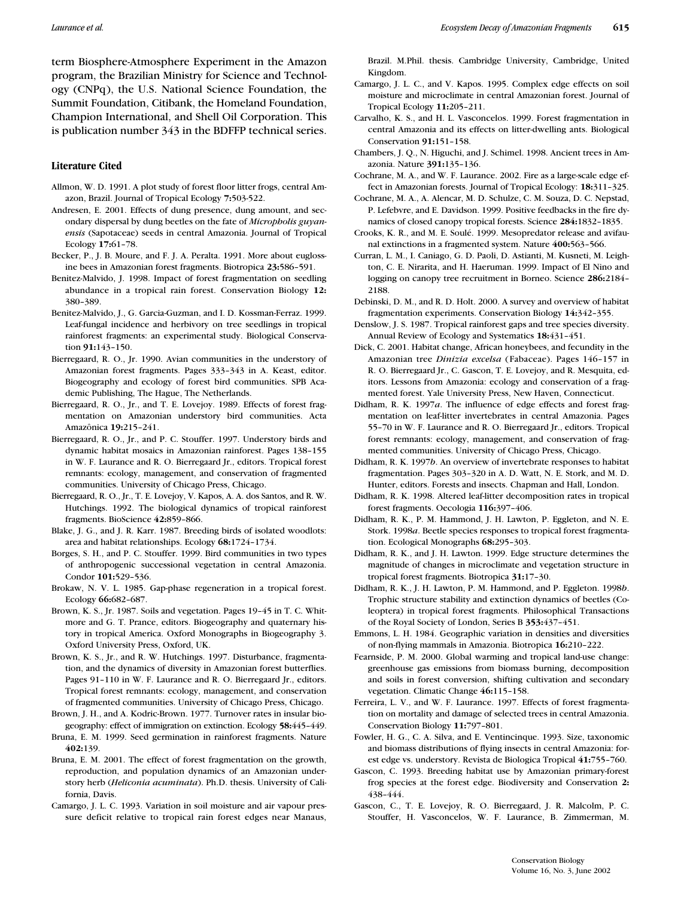term Biosphere-Atmosphere Experiment in the Amazon program, the Brazilian Ministry for Science and Technology (CNPq), the U.S. National Science Foundation, the Summit Foundation, Citibank, the Homeland Foundation, Champion International, and Shell Oil Corporation. This is publication number 343 in the BDFFP technical series.

## Literature Cited

Allmon, W. D. 1991. A plot study of forest floor litter frogs, central Amazon, Brazil. Journal of Tropical Ecology **7:**503–522.

Andresen, E. 2001. Effects of dung presence, dung amount, and secondary dispersal by dung beetles on the fate of *Micropholis guyanensis* (Sapotaceae) seeds in central Amazonia. Journal of Tropical Ecology **17:**61–78.

Becker, P., J. B. Moure, and F. J. A. Peralta. 1991. More about euglossine bees in Amazonian forest fragments. Biotropica **23:**586–591.

Benitez-Malvido, J. 1998. Impact of forest fragmentation on seedling abundance in a tropical rain forest. Conservation Biology **12:** 380–389.

Benitez-Malvido, J., G. Garcia-Guzman, and I. D. Kossman-Ferraz. 1999. Leaf-fungal incidence and herbivory on tree seedlings in tropical rainforest fragments: an experimental study. Biological Conservation **91:**143–150.

Bierregaard, R. O., Jr. 1990. Avian communities in the understory of Amazonian forest fragments. Pages 333–343 in A. Keast, editor. Biogeography and ecology of forest bird communities. SPB Academic Publishing, The Hague, The Netherlands.

Bierregaard, R. O., Jr., and T. E. Lovejoy. 1989. Effects of forest fragmentation on Amazonian understory bird communities. Acta Amazônica **19:**215–241.

Bierregaard, R. O., Jr., and P. C. Stouffer. 1997. Understory birds and dynamic habitat mosaics in Amazonian rainforest. Pages 138–155 in W. F. Laurance and R. O. Bierregaard Jr., editors. Tropical forest remnants: ecology, management, and conservation of fragmented communities. University of Chicago Press, Chicago.

Bierregaard, R. O., Jr., T. E. Lovejoy, V. Kapos, A. A. dos Santos, and R. W. Hutchings. 1992. The biological dynamics of tropical rainforest fragments. BioScience **42:**859–866.

Blake, J. G., and J. R. Karr. 1987. Breeding birds of isolated woodlots: area and habitat relationships. Ecology **68:**1724–1734.

Borges, S. H., and P. C. Stouffer. 1999. Bird communities in two types of anthropogenic successional vegetation in central Amazonia. Condor **101:**529–536.

Brokaw, N. V. L. 1985. Gap-phase regeneration in a tropical forest. Ecology **66:**682–687.

Brown, K. S., Jr. 1987. Soils and vegetation. Pages 19–45 in T. C. Whitmore and G. T. Prance, editors. Biogeography and quaternary history in tropical America. Oxford Monographs in Biogeography 3. Oxford University Press, Oxford, UK.

Brown, K. S., Jr., and R. W. Hutchings. 1997. Disturbance, fragmentation, and the dynamics of diversity in Amazonian forest butterflies. Pages 91–110 in W. F. Laurance and R. O. Bierregaard Jr., editors. Tropical forest remnants: ecology, management, and conservation of fragmented communities. University of Chicago Press, Chicago.

Brown, J. H., and A. Kodric-Brown. 1977. Turnover rates in insular biogeography: effect of immigration on extinction. Ecology **58:**445–449.

Bruna, E. M. 1999. Seed germination in rainforest fragments. Nature **402:**139.

Bruna, E. M. 2001. The effect of forest fragmentation on the growth, reproduction, and population dynamics of an Amazonian understory herb (*Heliconia acuminata*). Ph.D. thesis. University of California, Davis.

Camargo, J. L. C. 1993. Variation in soil moisture and air vapour pressure deficit relative to tropical rain forest edges near Manaus, Brazil. M.Phil. thesis. Cambridge University, Cambridge, United Kingdom.

Camargo, J. L. C., and V. Kapos. 1995. Complex edge effects on soil moisture and microclimate in central Amazonian forest. Journal of Tropical Ecology **11:**205–211.

Carvalho, K. S., and H. L. Vasconcelos. 1999. Forest fragmentation in central Amazonia and its effects on litter-dwelling ants. Biological Conservation **91:**151–158.

Chambers, J. Q., N. Higuchi, and J. Schimel. 1998. Ancient trees in Amazonia. Nature **391:**135–136.

Cochrane, M. A., and W. F. Laurance. 2002. Fire as a large-scale edge effect in Amazonian forests. Journal of Tropical Ecology: **18:**311–325.

Cochrane, M. A., A. Alencar, M. D. Schulze, C. M. Souza, D. C. Nepstad, P. Lefebvre, and E. Davidson. 1999. Positive feedbacks in the fire dynamics of closed canopy tropical forests. Science **284:**1832–1835.

Crooks, K. R., and M. E. Soulé. 1999. Mesopredator release and avifaunal extinctions in a fragmented system. Nature **400:**563–566.

Curran, L. M., I. Caniago, G. D. Paoli, D. Astianti, M. Kusneti, M. Leighton, C. E. Nirarita, and H. Haeruman. 1999. Impact of El Nino and logging on canopy tree recruitment in Borneo. Science **286:**2184–2188.

Debinski, D. M., and R. D. Holt. 2000. A survey and overview of habitat fragmentation experiments. Conservation Biology **14:**342–355.

Denslow, J. S. 1987. Tropical rainforest gaps and tree species diversity. Annual Review of Ecology and Systematics **18:**431–451.

Dick, C. 2001. Habitat change, African honeybees, and fecundity in the Amazonian tree *Dinizia excelsa* (Fabaceae). Pages 146–157 in R. O. Bierregaard Jr., C. Gascon, T. E. Lovejoy, and R. Mesquita, editors. Lessons from Amazonia: ecology and conservation of a fragmented forest. Yale University Press, New Haven, Connecticut.

Didham, R. K. 1997*a*. The influence of edge effects and forest fragmentation on leaf-litter invertebrates in central Amazonia. Pages 55–70 in W. F. Laurance and R. O. Bierregaard Jr., editors. Tropical forest remnants: ecology, management, and conservation of fragmented communities. University of Chicago Press, Chicago.

Didham, R. K. 1997*b*. An overview of invertebrate responses to habitat fragmentation. Pages 303–320 in A. D. Watt, N. E. Stork, and M. D. Hunter, editors. Forests and insects. Chapman and Hall, London.

Didham, R. K. 1998. Altered leaf-litter decomposition rates in tropical forest fragments. Oecologia **116:**397–406.

Didham, R. K., P. M. Hammond, J. H. Lawton, P. Eggleton, and N. E. Stork. 1998*a*. Beetle species responses to tropical forest fragmentation. Ecological Monographs **68:**295–303.

Didham, R. K., and J. H. Lawton. 1999. Edge structure determines the magnitude of changes in microclimate and vegetation structure in tropical forest fragments. Biotropica **31:**17–30.

Didham, R. K., J. H. Lawton, P. M. Hammond, and P. Eggleton. 1998*b*. Trophic structure stability and extinction dynamics of beetles (Coleoptera) in tropical forest fragments. Philosophical Transactions of the Royal Society of London, Series B **353:**437–451.

Emmons, L. H. 1984. Geographic variation in densities and diversities of non-flying mammals in Amazonia. Biotropica **16:**210–222.

Fearnside, P. M. 2000. Global warming and tropical land-use change: greenhouse gas emissions from biomass burning, decomposition and soils in forest conversion, shifting cultivation and secondary vegetation. Climatic Change **46:**115–158.

Ferreira, L. V., and W. F. Laurance. 1997. Effects of forest fragmentation on mortality and damage of selected trees in central Amazonia. Conservation Biology **11:**797–801.

Fowler, H. G., C. A. Silva, and E. Ventincinque. 1993. Size, taxonomic and biomass distributions of flying insects in central Amazonia: forest edge vs. understory. Revista de Biologica Tropical **41:**755–760.

Gascon, C. 1993. Breeding habitat use by Amazonian primary-forest frog species at the forest edge. Biodiversity and Conservation **2:** 438–444.

Gascon, C., T. E. Lovejoy, R. O. Bierregaard, J. R. Malcolm, P. C. Stouffer, H. Vasconcelos, W. F. Laurance, B. Zimmerman, M.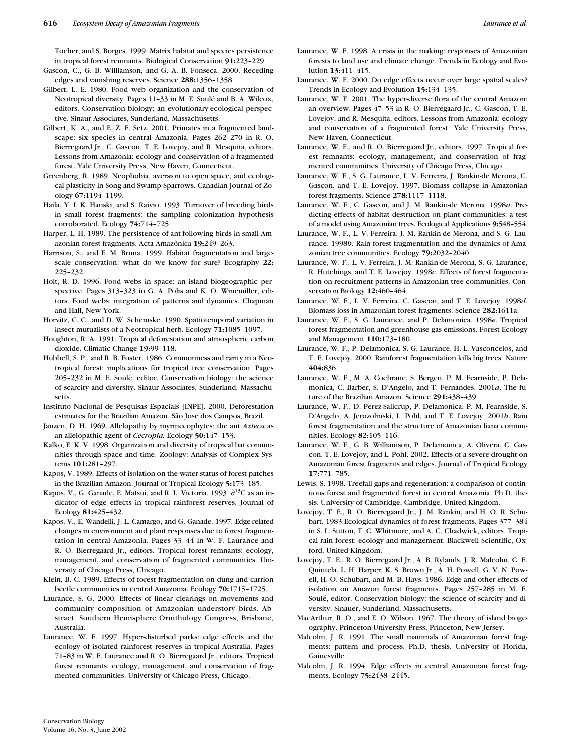Tocher, and S. Borges. 1999. Matrix habitat and species persistence in tropical forest remnants. Biological Conservation **91:**223–229.

Gascon, C., G. B. Williamson, and G. A. B. Fonseca. 2000. Receding edges and vanishing reserves. Science **288:**1356–1358.

Gilbert, L. E. 1980. Food web organization and the conservation of Neotropical diversity. Pages 11–33 in M. E. Soulé and B. A. Wilcox, editors. Conservation biology: an evolutionary-ecological perspective. Sinaur Associates, Sunderland, Massachusetts.

Gilbert, K. A., and E. Z. F. Setz. 2001. Primates in a fragmented landscape: six species in central Amazonia. Pages 262–270 in R. O. Bierregaard Jr., C. Gascon, T. E. Lovejoy, and R. Mesquita, editors. Lessons from Amazonia: ecology and conservation of a fragmented forest. Yale University Press, New Haven, Connecticut.

Greenberg, R. 1989. Neophobia, aversion to open space, and ecological plasticity in Song and Swamp Sparrows. Canadian Journal of Zoology **67:**1194–1199.

Haila, Y. I. K. Hanski, and S. Raivio. 1993. Turnover of breeding birds in small forest fragments: the sampling colonization hypothesis corroborated. Ecology **74:**714–725.

Harper, L. H. 1989. The persistence of ant-following birds in small Amazonian forest fragments. Acta Amazônica **19:**249–263.

Harrison, S., and E. M. Bruna. 1999. Habitat fragmentation and large-scale conservation: what do we know for sure? Ecography **22:** 225–232.

Holt, R. D. 1996. Food webs in space: an island biogeographic perspective. Pages 313–323 in G. A. Polis and K. O. Winemiller, editors. Food webs: integration of patterns and dynamics. Chapman and Hall, New York.

Horvitz, C. C., and D. W. Schemske. 1990. Spatiotemporal variation in insect mutualists of a Neotropical herb. Ecology **71:**1085–1097.

Houghton, R. A. 1991. Tropical deforestation and atmospheric carbon dioxide. Climatic Change **19:**99–118.

Hubbell, S. P., and R. B. Foster. 1986. Commonness and rarity in a Neotropical forest: implications for tropical tree conservation. Pages 205–232 in M. E. Soulé, editor. Conservation biology: the science of scarcity and diversity. Sinaur Associates, Sunderland, Massachusetts.

Instituto Nacional de Pesquisas Espaciais [INPE]. 2000. Deforestation estimates for the Brazilian Amazon. São Jose dos Campos, Brazil.

Janzen, D. H. 1969. Allelopathy by myrmecophytes: the ant *Azteca* as an allelopathic agent of *Cecropia.* Ecology **50:**147–153.

Kalko, E. K. V. 1998. Organization and diversity of tropical bat communities through space and time. Zoology: Analysis of Complex Systems **101:**281–297.

Kapos, V. 1989. Effects of isolation on the water status of forest patches in the Brazilian Amazon. Journal of Tropical Ecology **5:**173–185.

Kapos, V., G. Ganade, E. Matsui, and R. L. Victoria. 1993. $\partial^{13}C$ as an indicator of edge effects in tropical rainforest reserves. Journal of Ecology **81:**425–432.

Kapos, V., E. Wandelli, J. L. Camargo, and G. Ganade. 1997. Edge-related changes in environment and plant responses due to forest fragmentation in central Amazonia. Pages 33–44 in W. F. Laurance and R. O. Bierregaard Jr., editors. Tropical forest remnants: ecology, management, and conservation of fragmented communities. University of Chicago Press, Chicago.

Klein, B. C. 1989. Effects of forest fragmentation on dung and carrion beetle communities in central Amazonia. Ecology **70:**1715–1725.

Laurance, S. G. 2000. Effects of linear clearings on movements and community composition of Amazonian understory birds. Abstract. Southern Hemisphere Ornithology Congress, Brisbane, Australia.

Laurance, W. F. 1997. Hyper-disturbed parks: edge effects and the ecology of isolated rainforest reserves in tropical Australia. Pages 71–83 in W. F. Laurance and R. O. Bierregaard Jr., editors. Tropical forest remnants: ecology, management, and conservation of fragmented communities. University of Chicago Press, Chicago.

Laurance, W. F. 1998. A crisis in the making: responses of Amazonian forests to land use and climate change. Trends in Ecology and Evolution **13:**411–415.

Laurance, W. F. 2000. Do edge effects occur over large spatial scales? Trends in Ecology and Evolution **15:**134–135.

Laurance, W. F. 2001. The hyper-diverse flora of the central Amazon: an overview. Pages 47–53 in R. O. Bierregaard Jr., C. Gascon, T. E. Lovejoy, and R. Mesquita, editors. Lessons from Amazonia: ecology and conservation of a fragmented forest. Yale University Press, New Haven, Connecticut.

Laurance, W. F., and R. O. Bierregaard Jr., editors. 1997. Tropical forest remnants: ecology, management, and conservation of fragmented communities. University of Chicago Press, Chicago.

Laurance, W. F., S. G. Laurance, L. V. Ferreira, J. Rankin-de Merona, C. Gascon, and T. E. Lovejoy. 1997. Biomass collapse in Amazonian forest fragments. Science **278:**1117–1118.

Laurance, W. F., C. Gascon, and J. M. Rankin-de Merona. 1998*a*. Predicting effects of habitat destruction on plant communities: a test of a model using Amazonian trees. Ecological Applications **9:**548–554.

Laurance, W. F., L. V. Ferreira, J. M. Rankin-de Merona, and S. G. Laurance. 1998*b*. Rain forest fragmentation and the dynamics of Amazonian tree communities. Ecology **79:**2032–2040.

Laurance, W. F., L. V. Ferreira, J. M. Rankin-de Merona, S. G. Laurance, R. Hutchings, and T. E. Lovejoy. 1998*c*. Effects of forest fragmentation on recruitment patterns in Amazonian tree communities. Conservation Biology **12:**460–464.

Laurance, W. F., L. V. Ferreira, C. Gascon, and T. E. Lovejoy. 1998*d*. Biomass loss in Amazonian forest fragments. Science **282:**1611a.

Laurance, W. F., S. G. Laurance, and P. Delamonica. 1998*e*. Tropical forest fragmentation and greenhouse gas emissions. Forest Ecology and Management **110:**173–180.

Laurance, W. F., P. Delamonica, S. G. Laurance, H. L. Vasconcelos, and T. E. Lovejoy. 2000. Rainforest fragmentation kills big trees. Nature **404:**836.

Laurance, W. F., M. A. Cochrane, S. Bergen, P. M. Fearnside, P. Delamonica, C. Barber, S. D'Angelo, and T. Fernandes. 2001*a*. The future of the Brazilian Amazon. Science **291:**438–439.

Laurance, W. F., D. Perez-Salicrup, P. Delamonica, P. M. Fearnside, S. D'Angelo, A. Jerozolinski, L. Pohl, and T. E. Lovejoy. 2001*b*. Rain forest fragmentation and the structure of Amazonian liana communities. Ecology **82:**105–116.

Laurance, W. F., G. B. Williamson, P. Delamonica, A. Olivera, C. Gascon, T. E. Lovejoy, and L. Pohl. 2002. Effects of a severe drought on Amazonian forest fragments and edges. Journal of Tropical Ecology **17:**771–785.

Lewis, S. 1998. Treefall gaps and regeneration: a comparison of continuous forest and fragmented forest in central Amazonia. Ph.D. thesis. University of Cambridge, Cambridge, United Kingdom.

Lovejoy, T. E., R. O. Bierregaard Jr., J. M. Rankin, and H. O. R. Schubart. 1983.Ecological dynamics of forest fragments. Pages 377–384 in S. L. Sutton, T. C. Whitmore, and A. C. Chadwick, editors. Tropical rain forest: ecology and management. Blackwell Scientific, Oxford, United Kingdom.

Lovejoy, T. E., R. O. Bierregaard Jr., A. B. Rylands, J. R. Malcolm, C. E. Quintela, L. H. Harper, K. S. Brown Jr., A. H. Powell, G. V. N. Powell, H. O. Schubart, and M. B. Hays. 1986. Edge and other effects of isolation on Amazon forest fragments. Pages 257–285 in M. E. Soulé, editor. Conservation biology: the science of scarcity and diversity. Sinauer, Sunderland, Massachusetts.

MacArthur, R. O., and E. O. Wilson. 1967. The theory of island biogeography. Princeton University Press, Princeton, New Jersey.

Malcolm, J. R. 1991. The small mammals of Amazonian forest fragments: pattern and process. Ph.D. thesis. University of Florida, Gainesville.

Malcolm, J. R. 1994. Edge effects in central Amazonian forest fragments. Ecology **75:**2438–2445.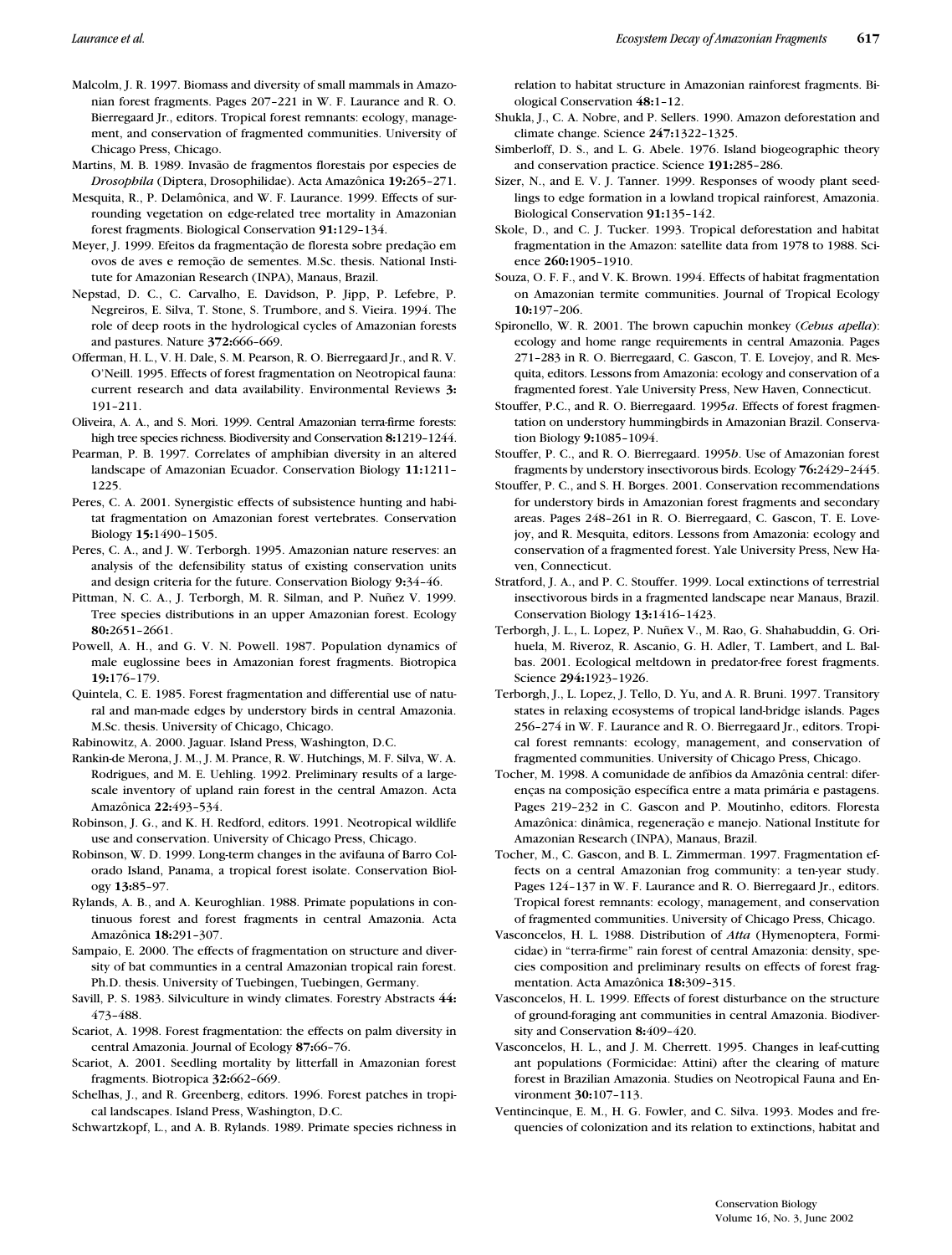Malcolm, J. R. 1997. Biomass and diversity of small mammals in Amazonian forest fragments. Pages 207–221 in W. F. Laurance and R. O. Bierregaard Jr., editors. Tropical forest remnants: ecology, management, and conservation of fragmented communities. University of Chicago Press, Chicago.

Martins, M. B. 1989. Invasão de fragmentos florestais por especies de *Drosophila* (Diptera, Drosophilidae). Acta Amazônica **19:**265–271.

Mesquita, R., P. Delamônica, and W. F. Laurance. 1999. Effects of surrounding vegetation on edge-related tree mortality in Amazonian forest fragments. Biological Conservation **91:**129–134.

Meyer, J. 1999. Efeitos da fragmentação de floresta sobre predação em ovos de aves e remoção de sementes. M.Sc. thesis. National Institute for Amazonian Research (INPA), Manaus, Brazil.

Nepstad, D. C., C. Carvalho, E. Davidson, P. Jipp, P. Lefebre, P. Negreiros, E. Silva, T. Stone, S. Trumbore, and S. Vieira. 1994. The role of deep roots in the hydrological cycles of Amazonian forests and pastures. Nature **372:**666–669.

Offerman, H. L., V. H. Dale, S. M. Pearson, R. O. Bierregaard Jr., and R. V. O'Neill. 1995. Effects of forest fragmentation on Neotropical fauna: current research and data availability. Environmental Reviews **3:** 191–211.

Oliveira, A. A., and S. Mori. 1999. Central Amazonian terra-firme forests: high tree species richness. Biodiversity and Conservation **8:**1219–1244.

Pearman, P. B. 1997. Correlates of amphibian diversity in an altered landscape of Amazonian Ecuador. Conservation Biology **11:**1211–1225.

Peres, C. A. 2001. Synergistic effects of subsistence hunting and habitat fragmentation on Amazonian forest vertebrates. Conservation Biology **15:**1490–1505.

Peres, C. A., and J. W. Terborgh. 1995. Amazonian nature reserves: an analysis of the defensibility status of existing conservation units and design criteria for the future. Conservation Biology **9:**34–46.

Pittman, N. C. A., J. Terborgh, M. R. Silman, and P. Nuñez V. 1999. Tree species distributions in an upper Amazonian forest. Ecology **80:**2651–2661.

Powell, A. H., and G. V. N. Powell. 1987. Population dynamics of male euglossine bees in Amazonian forest fragments. Biotropica **19:**176–179.

Quintela, C. E. 1985. Forest fragmentation and differential use of natural and man-made edges by understory birds in central Amazonia. M.Sc. thesis. University of Chicago, Chicago.

Rabinowitz, A. 2000. Jaguar. Island Press, Washington, D.C.

Rankin-de Merona, J. M., J. M. Prance, R. W. Hutchings, M. F. Silva, W. A. Rodrigues, and M. E. Uehling. 1992. Preliminary results of a large-scale inventory of upland rain forest in the central Amazon. Acta Amazônica **22:**493–534.

Robinson, J. G., and K. H. Redford, editors. 1991. Neotropical wildlife use and conservation. University of Chicago Press, Chicago.

Robinson, W. D. 1999. Long-term changes in the avifauna of Barro Colorado Island, Panama, a tropical forest isolate. Conservation Biology **13:**85–97.

Rylands, A. B., and A. Keuroghlian. 1988. Primate populations in continuous forest and forest fragments in central Amazonia. Acta Amazônica **18:**291–307.

Sampaio, E. 2000. The effects of fragmentation on structure and diversity of bat communties in a central Amazonian tropical rain forest. Ph.D. thesis. University of Tuebingen, Tuebingen, Germany.

Savill, P. S. 1983. Silviculture in windy climates. Forestry Abstracts **44:** 473–488.

Scariot, A. 1998. Forest fragmentation: the effects on palm diversity in central Amazonia. Journal of Ecology **87:**66–76.

Scariot, A. 2001. Seedling mortality by litterfall in Amazonian forest fragments. Biotropica **32:**662–669.

Schelhas, J., and R. Greenberg, editors. 1996. Forest patches in tropical landscapes. Island Press, Washington, D.C.

Schwartzkopf, L., and A. B. Rylands. 1989. Primate species richness in relation to habitat structure in Amazonian rainforest fragments. Biological Conservation **48:**1–12.

Shukla, J., C. A. Nobre, and P. Sellers. 1990. Amazon deforestation and climate change. Science **247:**1322–1325.

Simberloff, D. S., and L. G. Abele. 1976. Island biogeographic theory and conservation practice. Science **191:**285–286.

Sizer, N., and E. V. J. Tanner. 1999. Responses of woody plant seedlings to edge formation in a lowland tropical rainforest, Amazonia. Biological Conservation **91:**135–142.

Skole, D., and C. J. Tucker. 1993. Tropical deforestation and habitat fragmentation in the Amazon: satellite data from 1978 to 1988. Science **260:**1905–1910.

Souza, O. F. F., and V. K. Brown. 1994. Effects of habitat fragmentation on Amazonian termite communities. Journal of Tropical Ecology **10:**197–206.

Spironello, W. R. 2001. The brown capuchin monkey (*Cebus apella*): ecology and home range requirements in central Amazonia. Pages 271–283 in R. O. Bierregaard, C. Gascon, T. E. Lovejoy, and R. Mesquita, editors. Lessons from Amazonia: ecology and conservation of a fragmented forest. Yale University Press, New Haven, Connecticut.

Stouffer, P.C., and R. O. Bierregaard. 1995*a*. Effects of forest fragmentation on understory hummingbirds in Amazonian Brazil. Conservation Biology **9:**1085–1094.

Stouffer, P. C., and R. O. Bierregaard. 1995*b*. Use of Amazonian forest fragments by understory insectivorous birds. Ecology **76:**2429–2445.

Stouffer, P. C., and S. H. Borges. 2001. Conservation recommendations for understory birds in Amazonian forest fragments and secondary areas. Pages 248–261 in R. O. Bierregaard, C. Gascon, T. E. Lovejoy, and R. Mesquita, editors. Lessons from Amazonia: ecology and conservation of a fragmented forest. Yale University Press, New Haven, Connecticut.

Stratford, J. A., and P. C. Stouffer. 1999. Local extinctions of terrestrial insectivorous birds in a fragmented landscape near Manaus, Brazil. Conservation Biology **13:**1416–1423.

Terborgh, J. L., L. Lopez, P. Nuñex V., M. Rao, G. Shahabuddin, G. Orihuela, M. Riveroz, R. Ascanio, G. H. Adler, T. Lambert, and L. Balbas. 2001. Ecological meltdown in predator-free forest fragments. Science **294:**1923–1926.

Terborgh, J., L. Lopez, J. Tello, D. Yu, and A. R. Bruni. 1997. Transitory states in relaxing ecosystems of tropical land-bridge islands. Pages 256–274 in W. F. Laurance and R. O. Bierregaard Jr., editors. Tropical forest remnants: ecology, management, and conservation of fragmented communities. University of Chicago Press, Chicago.

Tocher, M. 1998. A comunidade de anfíbios da Amazônia central: diferenças na composição específica entre a mata primária e pastagens. Pages 219–232 in C. Gascon and P. Moutinho, editors. Floresta Amazônica: dinâmica, regeneração e manejo. National Institute for Amazonian Research (INPA), Manaus, Brazil.

Tocher, M., C. Gascon, and B. L. Zimmerman. 1997. Fragmentation effects on a central Amazonian frog community: a ten-year study. Pages 124–137 in W. F. Laurance and R. O. Bierregaard Jr., editors. Tropical forest remnants: ecology, management, and conservation of fragmented communities. University of Chicago Press, Chicago.

Vasconcelos, H. L. 1988. Distribution of *Atta* (Hymenoptera, Formicidae) in "terra-firme" rain forest of central Amazonia: density, species composition and preliminary results on effects of forest fragmentation. Acta Amazônica **18:**309–315.

Vasconcelos, H. L. 1999. Effects of forest disturbance on the structure of ground-foraging ant communities in central Amazonia. Biodiversity and Conservation **8:**409–420.

Vasconcelos, H. L., and J. M. Cherrett. 1995. Changes in leaf-cutting ant populations (Formicidae: Attini) after the clearing of mature forest in Brazilian Amazonia. Studies on Neotropical Fauna and Environment **30:**107–113.

Ventincinque, E. M., H. G. Fowler, and C. Silva. 1993. Modes and frequencies of colonization and its relation to extinctions, habitat and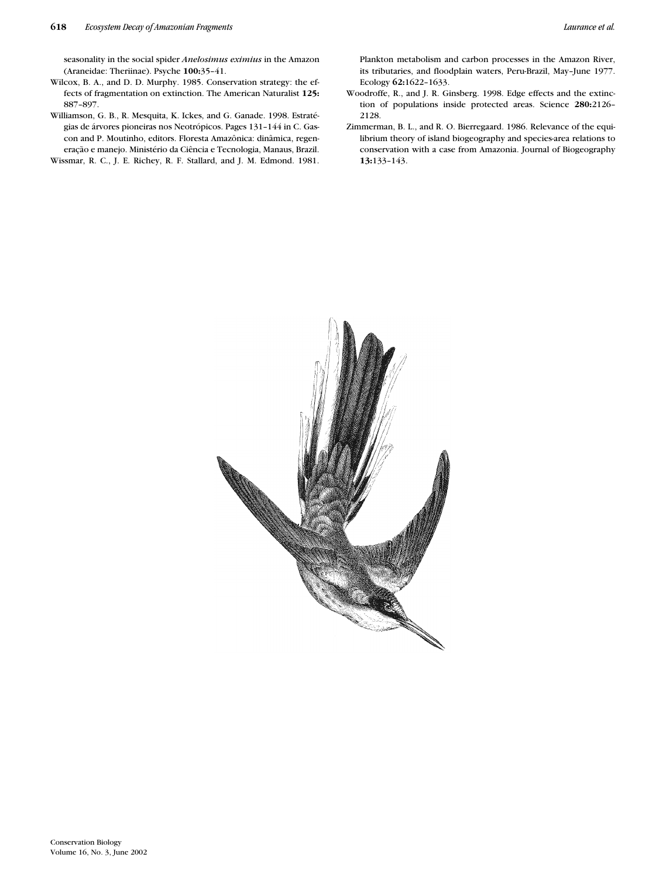seasonality in the social spider *Anelosimus eximius* in the Amazon (Araneidae: Theriinae). Psyche **100:**35–41.

Wilcox, B. A., and D. D. Murphy. 1985. Conservation strategy: the effects of fragmentation on extinction. The American Naturalist **125:** 887–897.

Williamson, G. B., R. Mesquita, K. Ickes, and G. Ganade. 1998. Estratégias de árvores pioneiras nos Neotrópicos. Pages 131–144 in C. Gascon and P. Moutinho, editors. Floresta Amazônica: dinâmica, regeneração e manejo. Ministério da Ciência e Tecnologia, Manaus, Brazil.

Wissmar, R. C., J. E. Richey, R. F. Stallard, and J. M. Edmond. 1981. Plankton metabolism and carbon processes in the Amazon River, its tributaries, and floodplain waters, Peru-Brazil, May–June 1977. Ecology **62:**1622–1633.

Woodroffe, R., and J. R. Ginsberg. 1998. Edge effects and the extinction of populations inside protected areas. Science **280:**2126–2128.

Zimmerman, B. L., and R. O. Bierregaard. 1986. Relevance of the equilibrium theory of island biogeography and species-area relations to conservation with a case from Amazonia. Journal of Biogeography **13:**133–143.